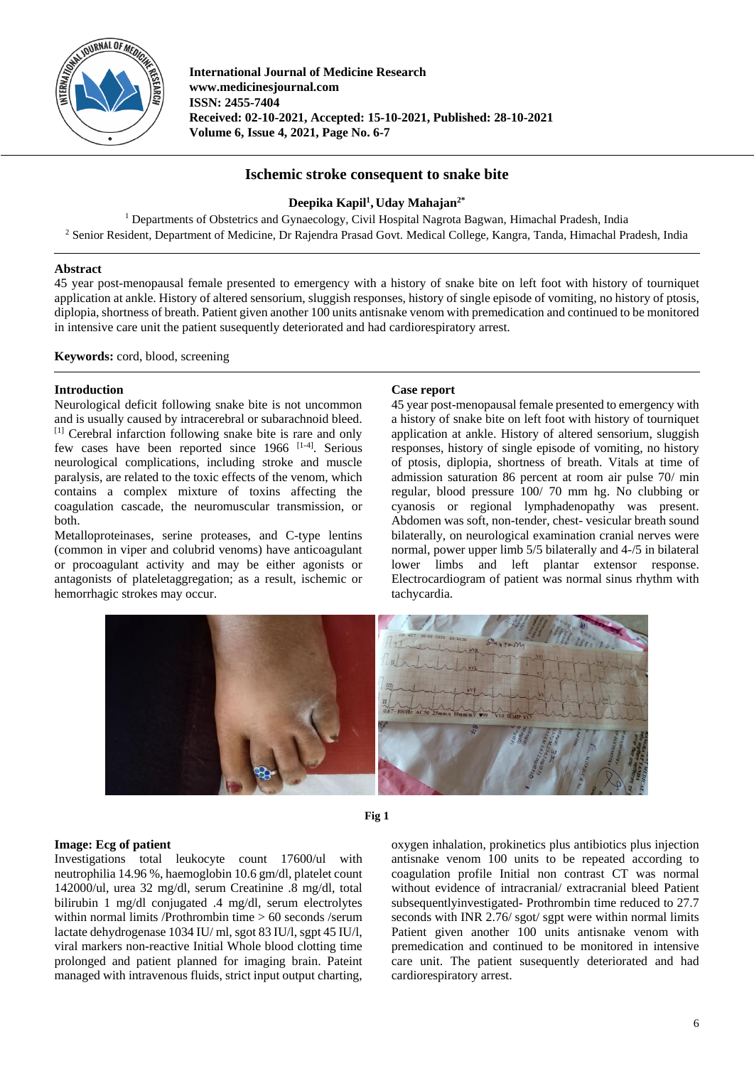International Journal of Medicine Research
www.medicinesjournal.com
ISSN: 2455-7404
Received: 02-10-2021, Accepted: 15-10-2021, Published: 28-10-2021
Volume 6, Issue 4, 2021, Page No. 6-7

# Ischemic stroke consequent to snake bite

**Deepika Kapil[1], Uday Mahajan[2*]**

[1] Departments of Obstetrics and Gynaecology, Civil Hospital Nagrota Bagwan, Himachal Pradesh, India
[2] Senior Resident, Department of Medicine, Dr Rajendra Prasad Govt. Medical College, Kangra, Tanda, Himachal Pradesh, India

## Abstract

45 year post-menopausal female presented to emergency with a history of snake bite on left foot with history of tourniquet application at ankle. History of altered sensorium, sluggish responses, history of single episode of vomiting, no history of ptosis, diplopia, shortness of breath. Patient given another 100 units antisnake venom with premedication and continued to be monitored in intensive care unit the patient susequently deteriorated and had cardiorespiratory arrest.

**Keywords:** cord, blood, screening

## Introduction

Neurological deficit following snake bite is not uncommon and is usually caused by intracerebral or subarachnoid bleed. [1] Cerebral infarction following snake bite is rare and only few cases have been reported since 1966 [1-4]. Serious neurological complications, including stroke and muscle paralysis, are related to the toxic effects of the venom, which contains a complex mixture of toxins affecting the coagulation cascade, the neuromuscular transmission, or both.

Metalloproteinases, serine proteases, and C-type lentins (common in viper and colubrid venoms) have anticoagulant or procoagulant activity and may be either agonists or antagonists of plateletaggregation; as a result, ischemic or hemorrhagic strokes may occur.

## Case report

45 year post-menopausal female presented to emergency with a history of snake bite on left foot with history of tourniquet application at ankle. History of altered sensorium, sluggish responses, history of single episode of vomiting, no history of ptosis, diplopia, shortness of breath. Vitals at time of admission saturation 86 percent at room air pulse 70/ min regular, blood pressure 100/ 70 mm hg. No clubbing or cyanosis or regional lymphadenopathy was present. Abdomen was soft, non-tender, chest- vesicular breath sound bilaterally, on neurological examination cranial nerves were normal, power upper limb 5/5 bilaterally and 4-/5 in bilateral lower limbs and left plantar extensor response. Electrocardiogram of patient was normal sinus rhythm with tachycardia.

**Fig 1**

**Image: Ecg of patient**

Investigations total leukocyte count 17600/ul with neutrophilia 14.96 %, haemoglobin 10.6 gm/dl, platelet count 142000/ul, urea 32 mg/dl, serum Creatinine .8 mg/dl, total bilirubin 1 mg/dl conjugated .4 mg/dl, serum electrolytes within normal limits /Prothrombin time > 60 seconds /serum lactate dehydrogenase 1034 IU/ ml, sgot 83 IU/l, sgpt 45 IU/l, viral markers non-reactive Initial Whole blood clotting time prolonged and patient planned for imaging brain. Pateint managed with intravenous fluids, strict input output charting, oxygen inhalation, prokinetics plus antibiotics plus injection antisnake venom 100 units to be repeated according to coagulation profile Initial non contrast CT was normal without evidence of intracranial/ extracranial bleed Patient subsequentlyinvestigated- Prothrombin time reduced to 27.7 seconds with INR 2.76/ sgot/ sgpt were within normal limits Patient given another 100 units antisnake venom with premedication and continued to be monitored in intensive care unit. The patient susequently deteriorated and had cardiorespiratory arrest.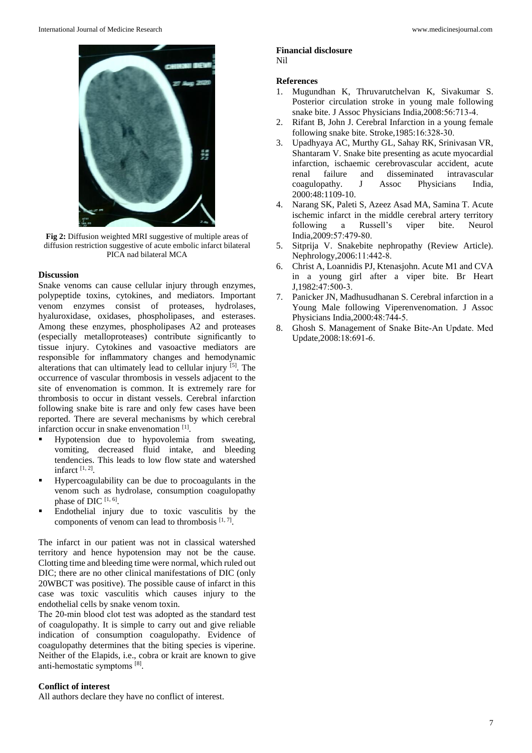**Fig 2:** Diffusion weighted MRI suggestive of multiple areas of diffusion restriction suggestive of acute embolic infarct bilateral PICA nad bilateral MCA

## Discussion

Snake venoms can cause cellular injury through enzymes, polypeptide toxins, cytokines, and mediators. Important venom enzymes consist of proteases, hydrolases, hyaluroxidase, oxidases, phospholipases, and esterases. Among these enzymes, phospholipases A2 and proteases (especially metalloproteases) contribute significantly to tissue injury. Cytokines and vasoactive mediators are responsible for inflammatory changes and hemodynamic alterations that can ultimately lead to cellular injury [5]. The occurrence of vascular thrombosis in vessels adjacent to the site of envenomation is common. It is extremely rare for thrombosis to occur in distant vessels. Cerebral infarction following snake bite is rare and only few cases have been reported. There are several mechanisms by which cerebral infarction occur in snake envenomation [1].

- Hypotension due to hypovolemia from sweating, vomiting, decreased fluid intake, and bleeding tendencies. This leads to low flow state and watershed infarct [1, 2].
- Hypercoagulability can be due to procoagulants in the venom such as hydrolase, consumption coagulopathy phase of DIC [1, 6].
- Endothelial injury due to toxic vasculitis by the components of venom can lead to thrombosis [1, 7].

The infarct in our patient was not in classical watershed territory and hence hypotension may not be the cause. Clotting time and bleeding time were normal, which ruled out DIC; there are no other clinical manifestations of DIC (only 20WBCT was positive). The possible cause of infarct in this case was toxic vasculitis which causes injury to the endothelial cells by snake venom toxin.

The 20-min blood clot test was adopted as the standard test of coagulopathy. It is simple to carry out and give reliable indication of consumption coagulopathy. Evidence of coagulopathy determines that the biting species is viperine. Neither of the Elapids, i.e., cobra or krait are known to give anti-hemostatic symptoms [8].

## Conflict of interest

All authors declare they have no conflict of interest.

## Financial disclosure

Nil

## References

1. Mugundhan K, Thruvarutchelvan K, Sivakumar S. Posterior circulation stroke in young male following snake bite. J Assoc Physicians India,2008:56:713-4.
2. Rifant B, John J. Cerebral Infarction in a young female following snake bite. Stroke,1985:16:328-30.
3. Upadhyaya AC, Murthy GL, Sahay RK, Srinivasan VR, Shantaram V. Snake bite presenting as acute myocardial infarction, ischaemic cerebrovascular accident, acute renal failure and disseminated intravascular coagulopathy. J Assoc Physicians India, 2000:48:1109-10.
4. Narang SK, Paleti S, Azeez Asad MA, Samina T. Acute ischemic infarct in the middle cerebral artery territory following a Russell's viper bite. Neurol India,2009:57:479-80.
5. Sitprija V. Snakebite nephropathy (Review Article). Nephrology,2006:11:442-8.
6. Christ A, Loannidis PJ, Ktenasjohn. Acute M1 and CVA in a young girl after a viper bite. Br Heart J,1982:47:500-3.
7. Panicker JN, Madhusudhanan S. Cerebral infarction in a Young Male following Viperenvenomation. J Assoc Physicians India,2000:48:744-5.
8. Ghosh S. Management of Snake Bite-An Update. Med Update,2008:18:691-6.